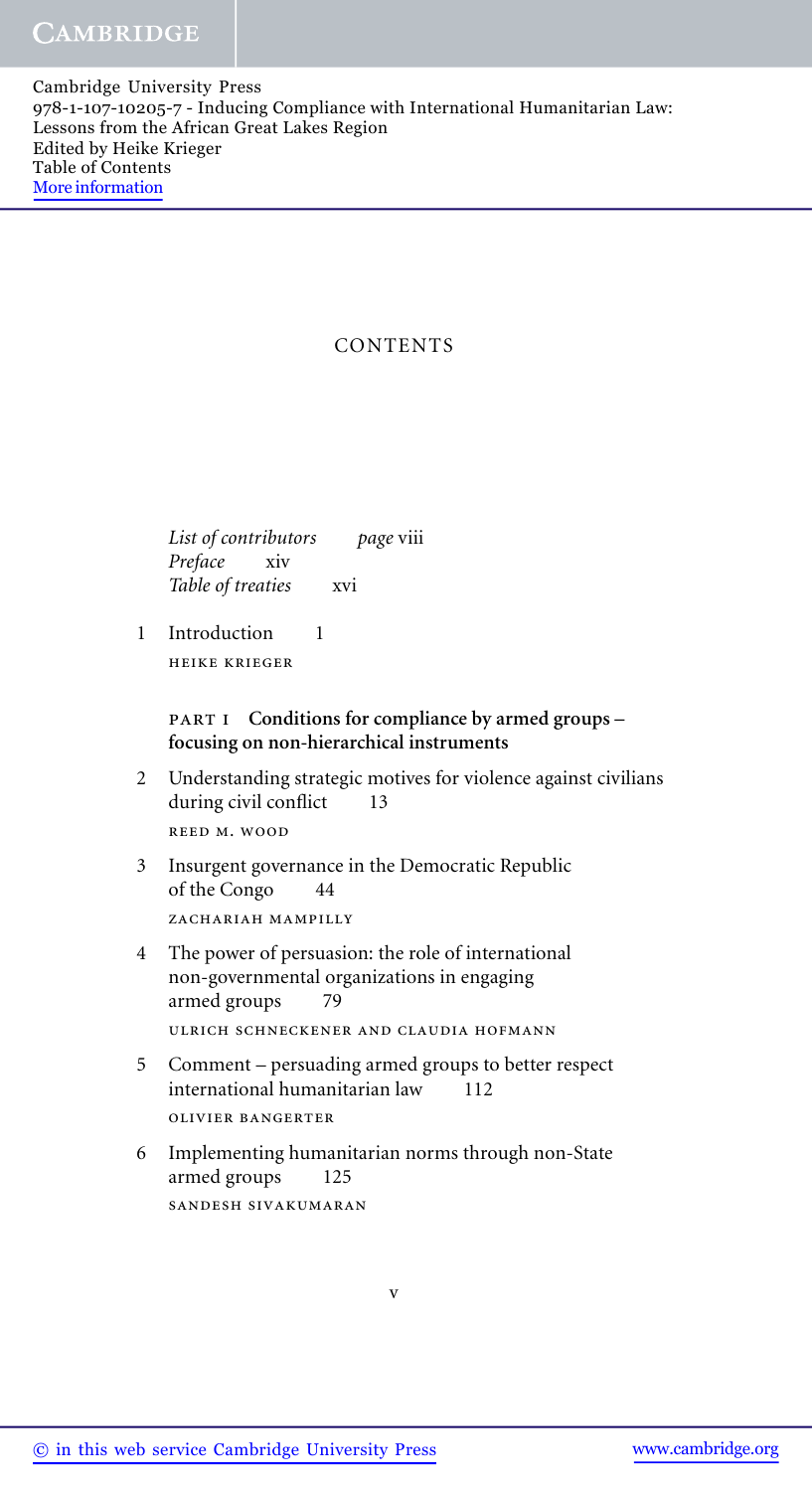Cambridge University Press
978-1-107-10205-7 - Inducing Compliance with International Humanitarian Law: Lessons from the African Great Lakes Region
Edited by Heike Krieger
Table of Contents
More information

# CONTENTS

*List of contributors* *page* viii
*Preface* xiv
*Table of treaties* xvi

1 Introduction 1
HEIKE KRIEGER

## PART I Conditions for compliance by armed groups – focusing on non-hierarchical instruments

2 Understanding strategic motives for violence against civilians during civil conflict 13
REED M. WOOD

3 Insurgent governance in the Democratic Republic of the Congo 44
ZACHARIAH MAMPILLY

4 The power of persuasion: the role of international non-governmental organizations in engaging armed groups 79
ULRICH SCHNECKENER AND CLAUDIA HOFMANN

5 Comment – persuading armed groups to better respect international humanitarian law 112
OLIVIER BANGERTER

6 Implementing humanitarian norms through non-State armed groups 125
SANDESH SIVAKUMARAN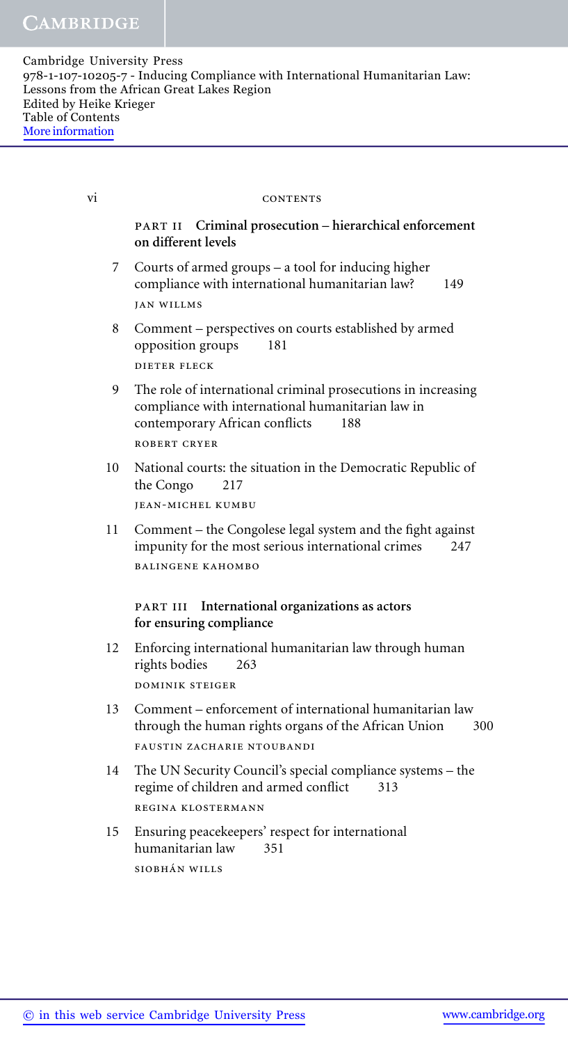## PART II Criminal prosecution – hierarchical enforcement on different levels

7 Courts of armed groups – a tool for inducing higher compliance with international humanitarian law? 149
JAN WILLMS

8 Comment – perspectives on courts established by armed opposition groups 181
DIETER FLECK

9 The role of international criminal prosecutions in increasing compliance with international humanitarian law in contemporary African conflicts 188
ROBERT CRYER

10 National courts: the situation in the Democratic Republic of the Congo 217
JEAN-MICHEL KUMBU

11 Comment – the Congolese legal system and the fight against impunity for the most serious international crimes 247
BALINGENE KAHOMBO

## PART III International organizations as actors for ensuring compliance

12 Enforcing international humanitarian law through human rights bodies 263
DOMINIK STEIGER

13 Comment – enforcement of international humanitarian law through the human rights organs of the African Union 300
FAUSTIN ZACHARIE NTOUBANDI

14 The UN Security Council's special compliance systems – the regime of children and armed conflict 313
REGINA KLOSTERMANN

15 Ensuring peacekeepers' respect for international humanitarian law 351
SIOBHÁN WILLS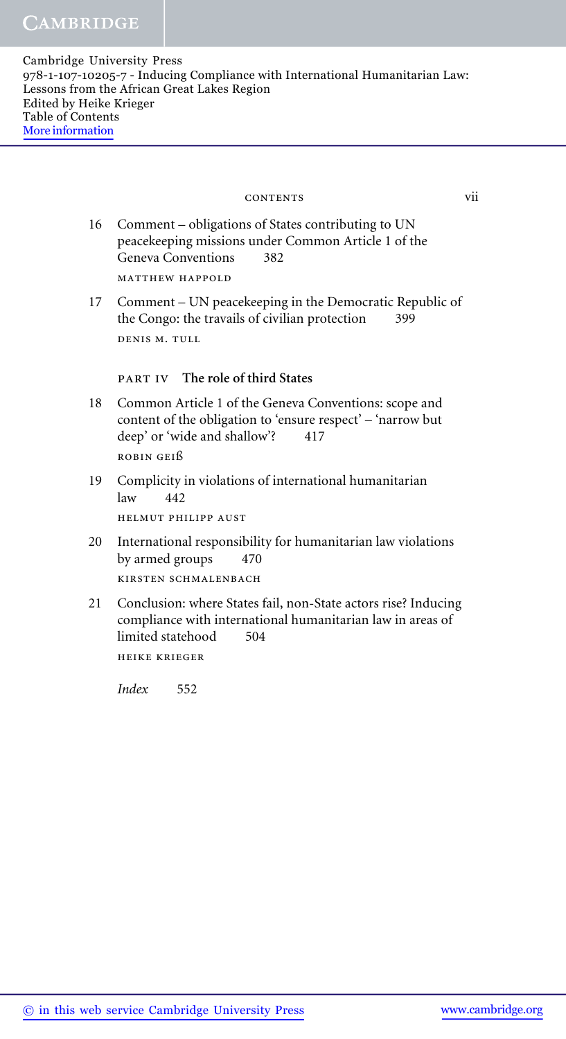16 Comment – obligations of States contributing to UN peacekeeping missions under Common Article 1 of the Geneva Conventions 382

MATTHEW HAPPOLD

17 Comment – UN peacekeeping in the Democratic Republic of the Congo: the travails of civilian protection 399

DENIS M. TULL

## PART IV The role of third States

18 Common Article 1 of the Geneva Conventions: scope and content of the obligation to 'ensure respect' – 'narrow but deep' or 'wide and shallow'? 417

ROBIN GEIß

19 Complicity in violations of international humanitarian law 442

HELMUT PHILIPP AUST

20 International responsibility for humanitarian law violations by armed groups 470

KIRSTEN SCHMALENBACH

21 Conclusion: where States fail, non-State actors rise? Inducing compliance with international humanitarian law in areas of limited statehood 504

HEIKE KRIEGER

*Index* 552